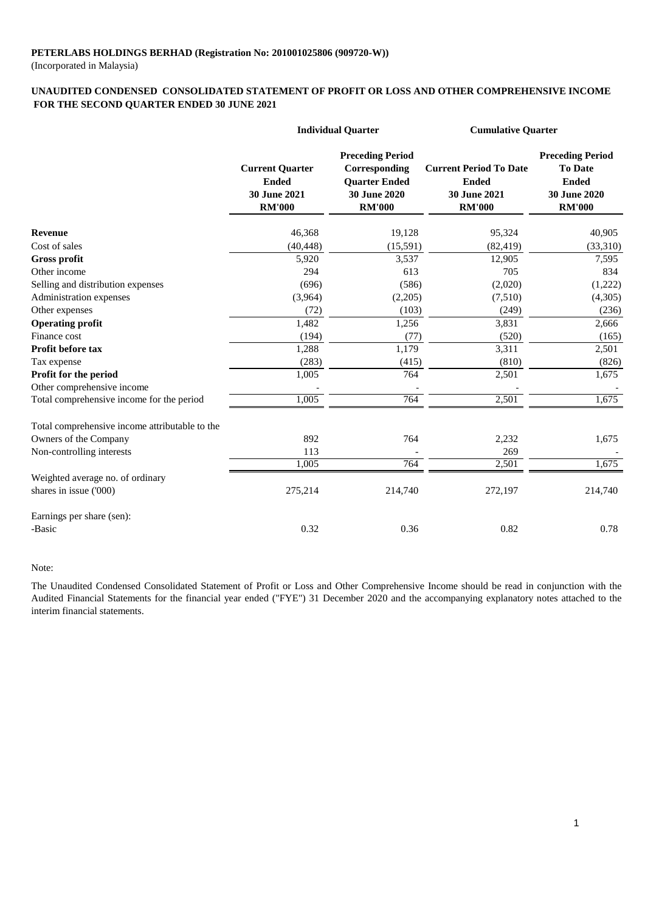**PETERLABS HOLDINGS BERHAD (Registration No: 201001025806 (909720-W))**
(Incorporated in Malaysia)

## UNAUDITED CONDENSED CONSOLIDATED STATEMENT OF PROFIT OR LOSS AND OTHER COMPREHENSIVE INCOME FOR THE SECOND QUARTER ENDED 30 JUNE 2021

| | Individual Quarter | | Cumulative Quarter | |
|---|---|---|---|---|
| | **Current Quarter Ended 30 June 2021 RM'000** | **Preceding Period Corresponding Quarter Ended 30 June 2020 RM'000** | **Current Period To Date Ended 30 June 2021 RM'000** | **Preceding Period To Date Ended 30 June 2020 RM'000** |
| **Revenue** | 46,368 | 19,128 | 95,324 | 40,905 |
| Cost of sales | (40,448) | (15,591) | (82,419) | (33,310) |
| **Gross profit** | 5,920 | 3,537 | 12,905 | 7,595 |
| Other income | 294 | 613 | 705 | 834 |
| Selling and distribution expenses | (696) | (586) | (2,020) | (1,222) |
| Administration expenses | (3,964) | (2,205) | (7,510) | (4,305) |
| Other expenses | (72) | (103) | (249) | (236) |
| **Operating profit** | 1,482 | 1,256 | 3,831 | 2,666 |
| Finance cost | (194) | (77) | (520) | (165) |
| **Profit before tax** | 1,288 | 1,179 | 3,311 | 2,501 |
| Tax expense | (283) | (415) | (810) | (826) |
| **Profit for the period** | 1,005 | 764 | 2,501 | 1,675 |
| Other comprehensive income | - | - | - | - |
| Total comprehensive income for the period | 1,005 | 764 | 2,501 | 1,675 |
| | | | | |
| Total comprehensive income attributable to the | | | | |
| Owners of the Company | 892 | 764 | 2,232 | 1,675 |
| Non-controlling interests | 113 | - | 269 | - |
| | 1,005 | 764 | 2,501 | 1,675 |
| Weighted average no. of ordinary shares in issue ('000) | 275,214 | 214,740 | 272,197 | 214,740 |
| | | | | |
| Earnings per share (sen): | | | | |
| -Basic | 0.32 | 0.36 | 0.82 | 0.78 |

Note:

The Unaudited Condensed Consolidated Statement of Profit or Loss and Other Comprehensive Income should be read in conjunction with the Audited Financial Statements for the financial year ended ("FYE") 31 December 2020 and the accompanying explanatory notes attached to the interim financial statements.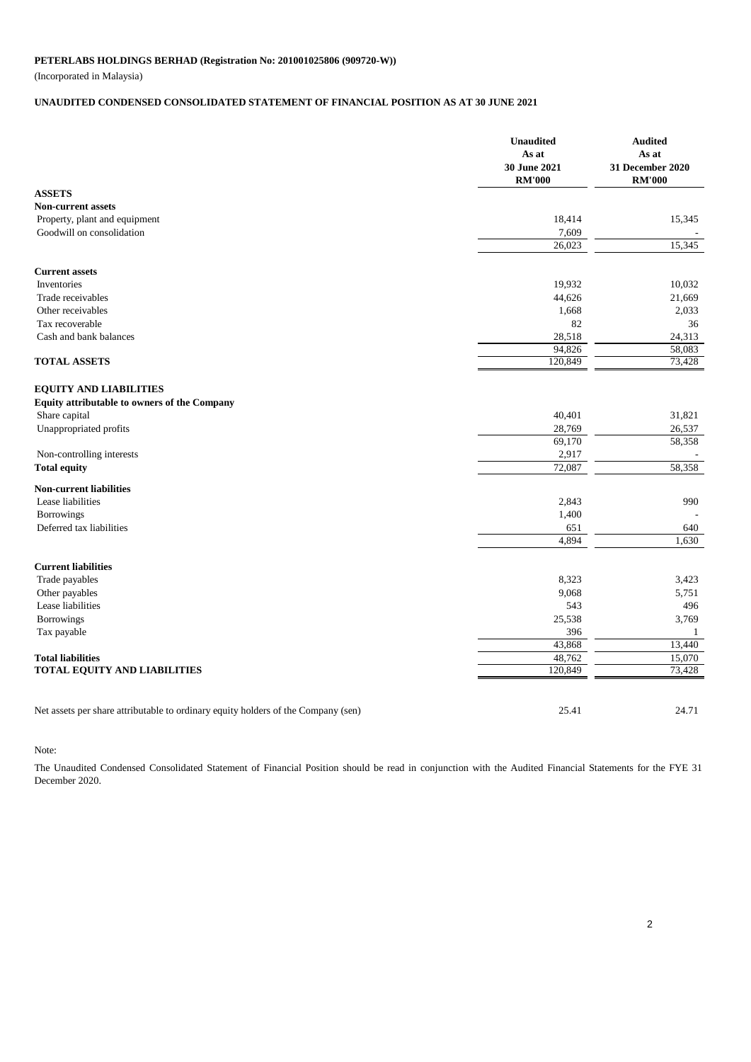**PETERLABS HOLDINGS BERHAD (Registration No: 201001025806 (909720-W))**

(Incorporated in Malaysia)

**UNAUDITED CONDENSED CONSOLIDATED STATEMENT OF FINANCIAL POSITION AS AT 30 JUNE 2021**

| | Unaudited As at 30 June 2021 RM'000 | Audited As at 31 December 2020 RM'000 |
|---|---|---|
| **ASSETS** | | |
| **Non-current assets** | | |
| Property, plant and equipment | 18,414 | 15,345 |
| Goodwill on consolidation | 7,609 | - |
| | 26,023 | 15,345 |
| **Current assets** | | |
| Inventories | 19,932 | 10,032 |
| Trade receivables | 44,626 | 21,669 |
| Other receivables | 1,668 | 2,033 |
| Tax recoverable | 82 | 36 |
| Cash and bank balances | 28,518 | 24,313 |
| | 94,826 | 58,083 |
| **TOTAL ASSETS** | 120,849 | 73,428 |
| **EQUITY AND LIABILITIES** | | |
| **Equity attributable to owners of the Company** | | |
| Share capital | 40,401 | 31,821 |
| Unappropriated profits | 28,769 | 26,537 |
| | 69,170 | 58,358 |
| Non-controlling interests | 2,917 | - |
| **Total equity** | 72,087 | 58,358 |
| **Non-current liabilities** | | |
| Lease liabilities | 2,843 | 990 |
| Borrowings | 1,400 | - |
| Deferred tax liabilities | 651 | 640 |
| | 4,894 | 1,630 |
| **Current liabilities** | | |
| Trade payables | 8,323 | 3,423 |
| Other payables | 9,068 | 5,751 |
| Lease liabilities | 543 | 496 |
| Borrowings | 25,538 | 3,769 |
| Tax payable | 396 | 1 |
| | 43,868 | 13,440 |
| **Total liabilities** | 48,762 | 15,070 |
| **TOTAL EQUITY AND LIABILITIES** | 120,849 | 73,428 |
| Net assets per share attributable to ordinary equity holders of the Company (sen) | 25.41 | 24.71 |

Note:

The Unaudited Condensed Consolidated Statement of Financial Position should be read in conjunction with the Audited Financial Statements for the FYE 31 December 2020.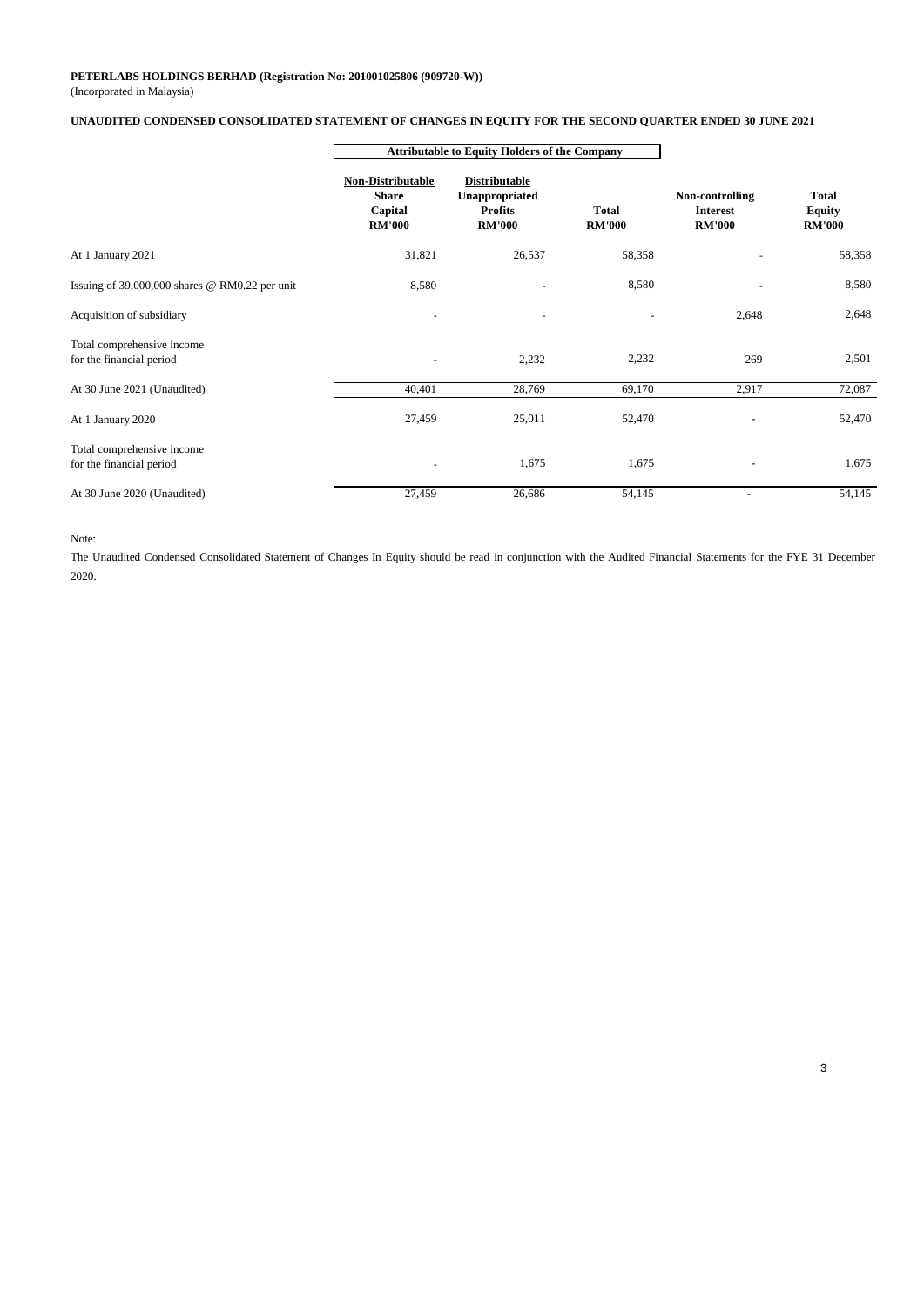**PETERLABS HOLDINGS BERHAD (Registration No: 201001025806 (909720-W))**
(Incorporated in Malaysia)

**UNAUDITED CONDENSED CONSOLIDATED STATEMENT OF CHANGES IN EQUITY FOR THE SECOND QUARTER ENDED 30 JUNE 2021**

| | Attributable to Equity Holders of the Company | | | | |
|---|---|---|---|---|---|
| | **Non-Distributable Share Capital RM'000** | **Distributable Unappropriated Profits RM'000** | **Total RM'000** | **Non-controlling Interest RM'000** | **Total Equity RM'000** |
| At 1 January 2021 | 31,821 | 26,537 | 58,358 | - | 58,358 |
| Issuing of 39,000,000 shares @ RM0.22 per unit | 8,580 | - | 8,580 | - | 8,580 |
| Acquisition of subsidiary | - | - | - | 2,648 | 2,648 |
| Total comprehensive income for the financial period | - | 2,232 | 2,232 | 269 | 2,501 |
| At 30 June 2021 (Unaudited) | 40,401 | 28,769 | 69,170 | 2,917 | 72,087 |
| At 1 January 2020 | 27,459 | 25,011 | 52,470 | - | 52,470 |
| Total comprehensive income for the financial period | - | 1,675 | 1,675 | - | 1,675 |
| At 30 June 2020 (Unaudited) | 27,459 | 26,686 | 54,145 | - | 54,145 |

Note:

The Unaudited Condensed Consolidated Statement of Changes In Equity should be read in conjunction with the Audited Financial Statements for the FYE 31 December 2020.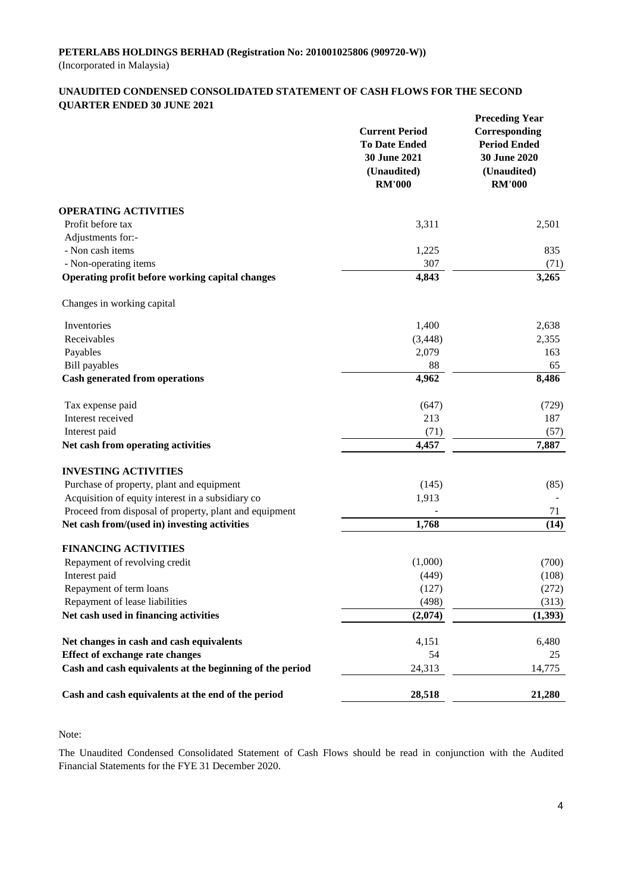**PETERLABS HOLDINGS BERHAD (Registration No: 201001025806 (909720-W))**
(Incorporated in Malaysia)

**UNAUDITED CONDENSED CONSOLIDATED STATEMENT OF CASH FLOWS FOR THE SECOND QUARTER ENDED 30 JUNE 2021**

| | Current Period To Date Ended 30 June 2021 (Unaudited) RM'000 | Preceding Year Corresponding Period Ended 30 June 2020 (Unaudited) RM'000 |
|---|---|---|
| **OPERATING ACTIVITIES** | | |
| Profit before tax | 3,311 | 2,501 |
| Adjustments for:- | | |
| - Non cash items | 1,225 | 835 |
| - Non-operating items | 307 | (71) |
| **Operating profit before working capital changes** | **4,843** | **3,265** |
| Changes in working capital | | |
| Inventories | 1,400 | 2,638 |
| Receivables | (3,448) | 2,355 |
| Payables | 2,079 | 163 |
| Bill payables | 88 | 65 |
| **Cash generated from operations** | **4,962** | **8,486** |
| Tax expense paid | (647) | (729) |
| Interest received | 213 | 187 |
| Interest paid | (71) | (57) |
| **Net cash from operating activities** | **4,457** | **7,887** |
| **INVESTING ACTIVITIES** | | |
| Purchase of property, plant and equipment | (145) | (85) |
| Acquisition of equity interest in a subsidiary co | 1,913 | - |
| Proceed from disposal of property, plant and equipment | - | 71 |
| **Net cash from/(used in) investing activities** | **1,768** | **(14)** |
| **FINANCING ACTIVITIES** | | |
| Repayment of revolving credit | (1,000) | (700) |
| Interest paid | (449) | (108) |
| Repayment of term loans | (127) | (272) |
| Repayment of lease liabilities | (498) | (313) |
| **Net cash used in financing activities** | **(2,074)** | **(1,393)** |
| **Net changes in cash and cash equivalents** | 4,151 | 6,480 |
| **Effect of exchange rate changes** | 54 | 25 |
| **Cash and cash equivalents at the beginning of the period** | 24,313 | 14,775 |
| **Cash and cash equivalents at the end of the period** | **28,518** | **21,280** |

Note:

The Unaudited Condensed Consolidated Statement of Cash Flows should be read in conjunction with the Audited Financial Statements for the FYE 31 December 2020.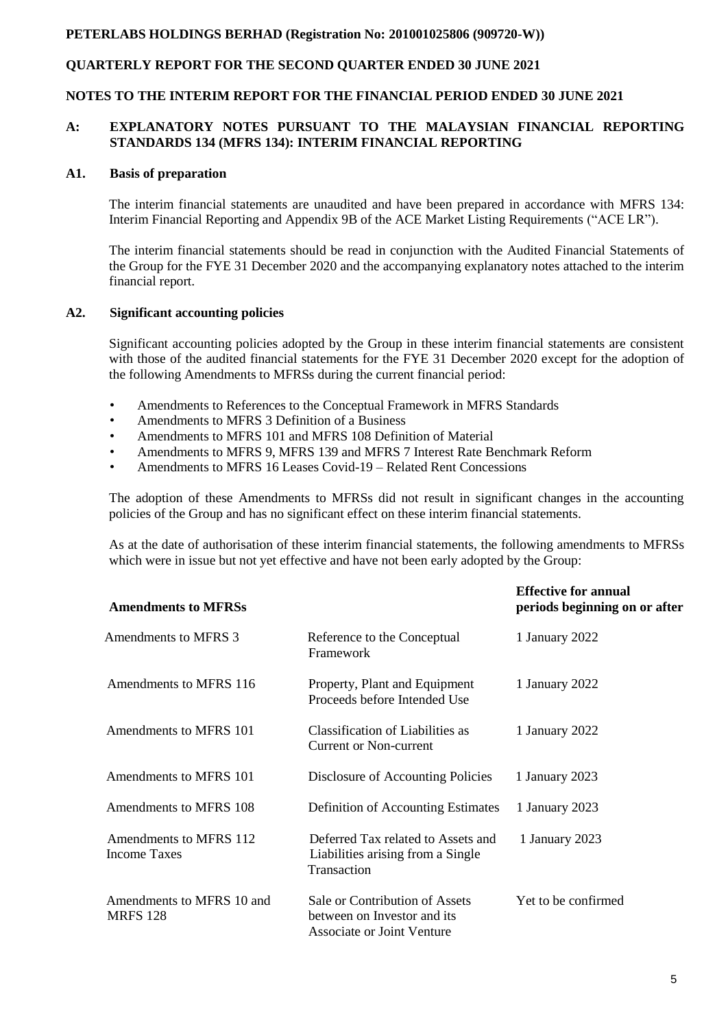**PETERLABS HOLDINGS BERHAD (Registration No: 201001025806 (909720-W))**

**QUARTERLY REPORT FOR THE SECOND QUARTER ENDED 30 JUNE 2021**

**NOTES TO THE INTERIM REPORT FOR THE FINANCIAL PERIOD ENDED 30 JUNE 2021**

## A: EXPLANATORY NOTES PURSUANT TO THE MALAYSIAN FINANCIAL REPORTING STANDARDS 134 (MFRS 134): INTERIM FINANCIAL REPORTING

### A1. Basis of preparation

The interim financial statements are unaudited and have been prepared in accordance with MFRS 134: Interim Financial Reporting and Appendix 9B of the ACE Market Listing Requirements ("ACE LR").

The interim financial statements should be read in conjunction with the Audited Financial Statements of the Group for the FYE 31 December 2020 and the accompanying explanatory notes attached to the interim financial report.

### A2. Significant accounting policies

Significant accounting policies adopted by the Group in these interim financial statements are consistent with those of the audited financial statements for the FYE 31 December 2020 except for the adoption of the following Amendments to MFRSs during the current financial period:

- Amendments to References to the Conceptual Framework in MFRS Standards
- Amendments to MFRS 3 Definition of a Business
- Amendments to MFRS 101 and MFRS 108 Definition of Material
- Amendments to MFRS 9, MFRS 139 and MFRS 7 Interest Rate Benchmark Reform
- Amendments to MFRS 16 Leases Covid-19 – Related Rent Concessions

The adoption of these Amendments to MFRSs did not result in significant changes in the accounting policies of the Group and has no significant effect on these interim financial statements.

As at the date of authorisation of these interim financial statements, the following amendments to MFRSs which were in issue but not yet effective and have not been early adopted by the Group:

| **Amendments to MFRSs** | | **Effective for annual periods beginning on or after** |
|---|---|---|
| Amendments to MFRS 3 | Reference to the Conceptual Framework | 1 January 2022 |
| Amendments to MFRS 116 | Property, Plant and Equipment Proceeds before Intended Use | 1 January 2022 |
| Amendments to MFRS 101 | Classification of Liabilities as Current or Non-current | 1 January 2022 |
| Amendments to MFRS 101 | Disclosure of Accounting Policies | 1 January 2023 |
| Amendments to MFRS 108 | Definition of Accounting Estimates | 1 January 2023 |
| Amendments to MFRS 112 Income Taxes | Deferred Tax related to Assets and Liabilities arising from a Single Transaction | 1 January 2023 |
| Amendments to MFRS 10 and MRFS 128 | Sale or Contribution of Assets between on Investor and its Associate or Joint Venture | Yet to be confirmed |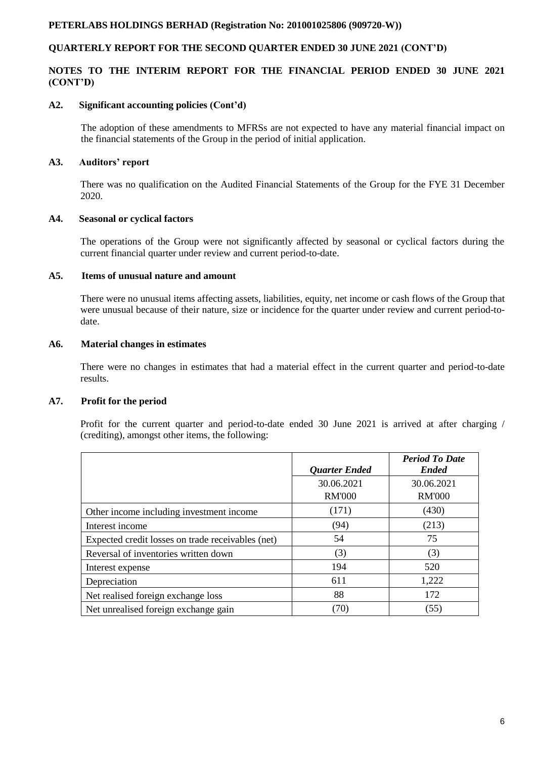**PETERLABS HOLDINGS BERHAD (Registration No: 201001025806 (909720-W))**

**QUARTERLY REPORT FOR THE SECOND QUARTER ENDED 30 JUNE 2021 (CONT'D)**

**NOTES TO THE INTERIM REPORT FOR THE FINANCIAL PERIOD ENDED 30 JUNE 2021 (CONT'D)**

### A2. Significant accounting policies (Cont'd)

The adoption of these amendments to MFRSs are not expected to have any material financial impact on the financial statements of the Group in the period of initial application.

### A3. Auditors' report

There was no qualification on the Audited Financial Statements of the Group for the FYE 31 December 2020.

### A4. Seasonal or cyclical factors

The operations of the Group were not significantly affected by seasonal or cyclical factors during the current financial quarter under review and current period-to-date.

### A5. Items of unusual nature and amount

There were no unusual items affecting assets, liabilities, equity, net income or cash flows of the Group that were unusual because of their nature, size or incidence for the quarter under review and current period-to-date.

### A6. Material changes in estimates

There were no changes in estimates that had a material effect in the current quarter and period-to-date results.

### A7. Profit for the period

Profit for the current quarter and period-to-date ended 30 June 2021 is arrived at after charging / (crediting), amongst other items, the following:

| | ***Quarter Ended*** | ***Period To Date Ended*** |
|---|---|---|
| | 30.06.2021 | 30.06.2021 |
| | RM'000 | RM'000 |
| Other income including investment income | (171) | (430) |
| Interest income | (94) | (213) |
| Expected credit losses on trade receivables (net) | 54 | 75 |
| Reversal of inventories written down | (3) | (3) |
| Interest expense | 194 | 520 |
| Depreciation | 611 | 1,222 |
| Net realised foreign exchange loss | 88 | 172 |
| Net unrealised foreign exchange gain | (70) | (55) |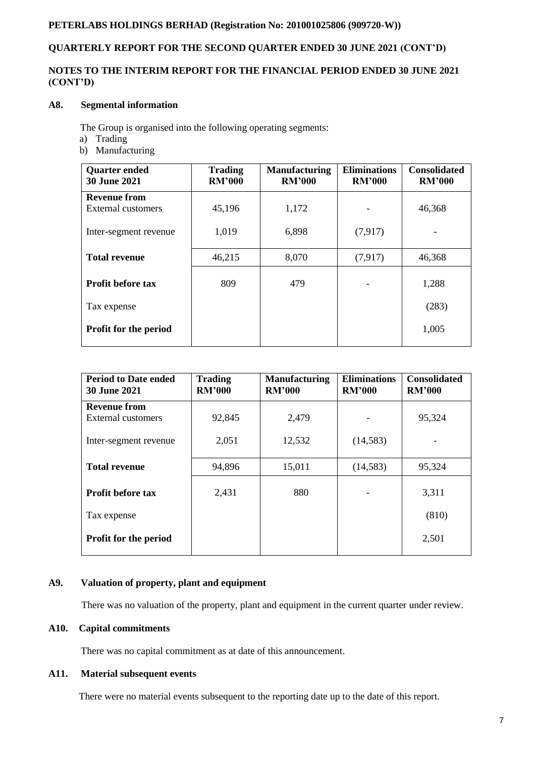**PETERLABS HOLDINGS BERHAD (Registration No: 201001025806 (909720-W))**

**QUARTERLY REPORT FOR THE SECOND QUARTER ENDED 30 JUNE 2021 (CONT'D)**

**NOTES TO THE INTERIM REPORT FOR THE FINANCIAL PERIOD ENDED 30 JUNE 2021 (CONT'D)**

### A8. Segmental information

The Group is organised into the following operating segments:

a) Trading
b) Manufacturing

| Quarter ended 30 June 2021 | Trading RM'000 | Manufacturing RM'000 | Eliminations RM'000 | Consolidated RM'000 |
|---|---|---|---|---|
| **Revenue from** External customers | 45,196 | 1,172 | - | 46,368 |
| Inter-segment revenue | 1,019 | 6,898 | (7,917) | - |
| **Total revenue** | 46,215 | 8,070 | (7,917) | 46,368 |
| **Profit before tax** | 809 | 479 | - | 1,288 |
| Tax expense | | | | (283) |
| **Profit for the period** | | | | 1,005 |

| Period to Date ended 30 June 2021 | Trading RM'000 | Manufacturing RM'000 | Eliminations RM'000 | Consolidated RM'000 |
|---|---|---|---|---|
| **Revenue from** External customers | 92,845 | 2,479 | - | 95,324 |
| Inter-segment revenue | 2,051 | 12,532 | (14,583) | - |
| **Total revenue** | 94,896 | 15,011 | (14,583) | 95,324 |
| **Profit before tax** | 2,431 | 880 | - | 3,311 |
| Tax expense | | | | (810) |
| **Profit for the period** | | | | 2,501 |

### A9. Valuation of property, plant and equipment

There was no valuation of the property, plant and equipment in the current quarter under review.

### A10. Capital commitments

There was no capital commitment as at date of this announcement.

### A11. Material subsequent events

There were no material events subsequent to the reporting date up to the date of this report.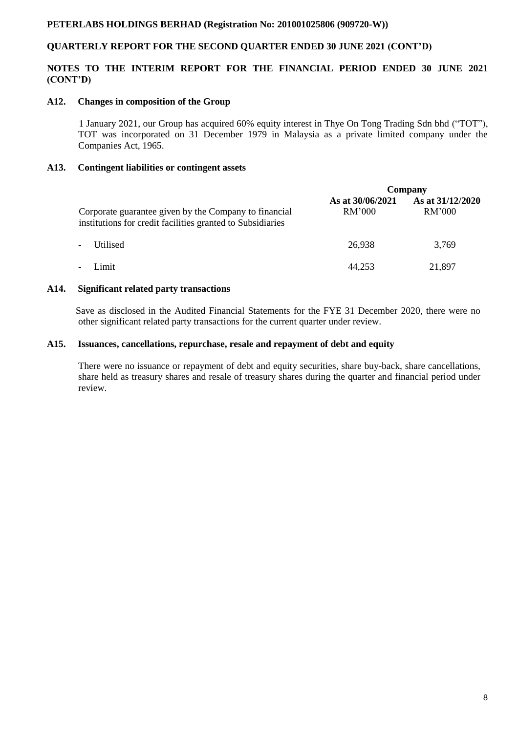**PETERLABS HOLDINGS BERHAD (Registration No: 201001025806 (909720-W))**

**QUARTERLY REPORT FOR THE SECOND QUARTER ENDED 30 JUNE 2021 (CONT'D)**

**NOTES TO THE INTERIM REPORT FOR THE FINANCIAL PERIOD ENDED 30 JUNE 2021 (CONT'D)**

### A12. Changes in composition of the Group

1 January 2021, our Group has acquired 60% equity interest in Thye On Tong Trading Sdn bhd ("TOT"), TOT was incorporated on 31 December 1979 in Malaysia as a private limited company under the Companies Act, 1965.

### A13. Contingent liabilities or contingent assets

| | **Company** | |
|---|---|---|
| | **As at 30/06/2021** | **As at 31/12/2020** |
| Corporate guarantee given by the Company to financial institutions for credit facilities granted to Subsidiaries | RM'000 | RM'000 |
| - Utilised | 26,938 | 3,769 |
| - Limit | 44,253 | 21,897 |

### A14. Significant related party transactions

Save as disclosed in the Audited Financial Statements for the FYE 31 December 2020, there were no other significant related party transactions for the current quarter under review.

### A15. Issuances, cancellations, repurchase, resale and repayment of debt and equity

There were no issuance or repayment of debt and equity securities, share buy-back, share cancellations, share held as treasury shares and resale of treasury shares during the quarter and financial period under review.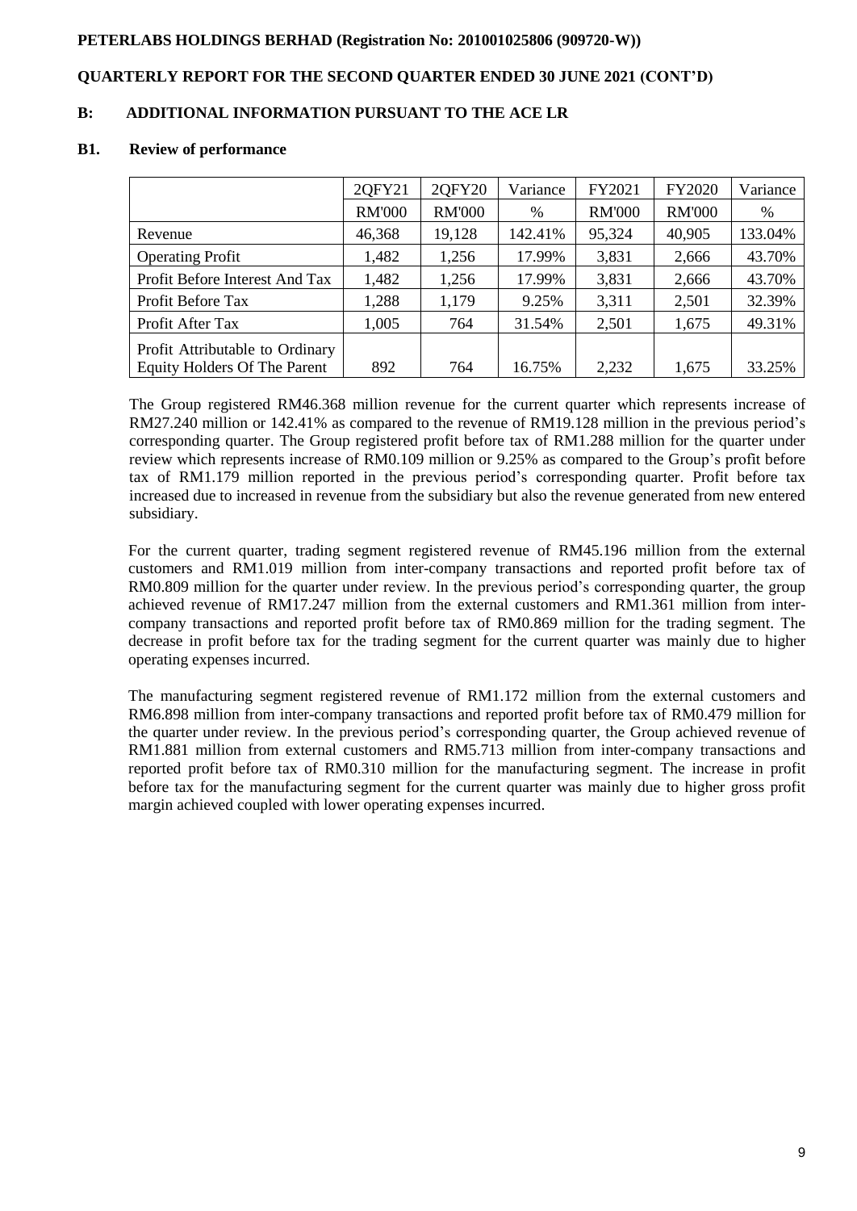**PETERLABS HOLDINGS BERHAD (Registration No: 201001025806 (909720-W))**

**QUARTERLY REPORT FOR THE SECOND QUARTER ENDED 30 JUNE 2021 (CONT'D)**

## B: ADDITIONAL INFORMATION PURSUANT TO THE ACE LR

### B1. Review of performance

| | 2QFY21 | 2QFY20 | Variance | FY2021 | FY2020 | Variance |
|---|---|---|---|---|---|---|
| | RM'000 | RM'000 | % | RM'000 | RM'000 | % |
| Revenue | 46,368 | 19,128 | 142.41% | 95,324 | 40,905 | 133.04% |
| Operating Profit | 1,482 | 1,256 | 17.99% | 3,831 | 2,666 | 43.70% |
| Profit Before Interest And Tax | 1,482 | 1,256 | 17.99% | 3,831 | 2,666 | 43.70% |
| Profit Before Tax | 1,288 | 1,179 | 9.25% | 3,311 | 2,501 | 32.39% |
| Profit After Tax | 1,005 | 764 | 31.54% | 2,501 | 1,675 | 49.31% |
| Profit Attributable to Ordinary Equity Holders Of The Parent | 892 | 764 | 16.75% | 2,232 | 1,675 | 33.25% |

The Group registered RM46.368 million revenue for the current quarter which represents increase of RM27.240 million or 142.41% as compared to the revenue of RM19.128 million in the previous period's corresponding quarter. The Group registered profit before tax of RM1.288 million for the quarter under review which represents increase of RM0.109 million or 9.25% as compared to the Group's profit before tax of RM1.179 million reported in the previous period's corresponding quarter. Profit before tax increased due to increased in revenue from the subsidiary but also the revenue generated from new entered subsidiary.

For the current quarter, trading segment registered revenue of RM45.196 million from the external customers and RM1.019 million from inter-company transactions and reported profit before tax of RM0.809 million for the quarter under review. In the previous period's corresponding quarter, the group achieved revenue of RM17.247 million from the external customers and RM1.361 million from inter-company transactions and reported profit before tax of RM0.869 million for the trading segment. The decrease in profit before tax for the trading segment for the current quarter was mainly due to higher operating expenses incurred.

The manufacturing segment registered revenue of RM1.172 million from the external customers and RM6.898 million from inter-company transactions and reported profit before tax of RM0.479 million for the quarter under review. In the previous period's corresponding quarter, the Group achieved revenue of RM1.881 million from external customers and RM5.713 million from inter-company transactions and reported profit before tax of RM0.310 million for the manufacturing segment. The increase in profit before tax for the manufacturing segment for the current quarter was mainly due to higher gross profit margin achieved coupled with lower operating expenses incurred.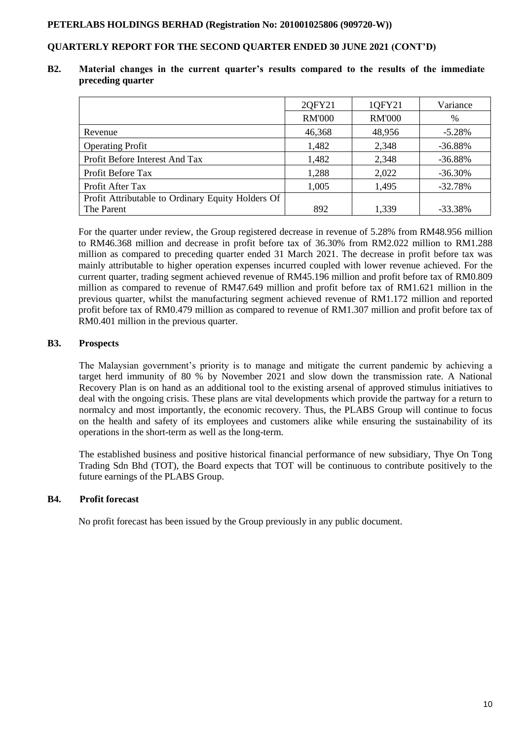## B2. Material changes in the current quarter's results compared to the results of the immediate preceding quarter

| | 2QFY21 | 1QFY21 | Variance |
|---|---|---|---|
| | RM'000 | RM'000 | % |
| Revenue | 46,368 | 48,956 | -5.28% |
| Operating Profit | 1,482 | 2,348 | -36.88% |
| Profit Before Interest And Tax | 1,482 | 2,348 | -36.88% |
| Profit Before Tax | 1,288 | 2,022 | -36.30% |
| Profit After Tax | 1,005 | 1,495 | -32.78% |
| Profit Attributable to Ordinary Equity Holders Of The Parent | 892 | 1,339 | -33.38% |

For the quarter under review, the Group registered decrease in revenue of 5.28% from RM48.956 million to RM46.368 million and decrease in profit before tax of 36.30% from RM2.022 million to RM1.288 million as compared to preceding quarter ended 31 March 2021. The decrease in profit before tax was mainly attributable to higher operation expenses incurred coupled with lower revenue achieved. For the current quarter, trading segment achieved revenue of RM45.196 million and profit before tax of RM0.809 million as compared to revenue of RM47.649 million and profit before tax of RM1.621 million in the previous quarter, whilst the manufacturing segment achieved revenue of RM1.172 million and reported profit before tax of RM0.479 million as compared to revenue of RM1.307 million and profit before tax of RM0.401 million in the previous quarter.

## B3. Prospects

The Malaysian government's priority is to manage and mitigate the current pandemic by achieving a target herd immunity of 80 % by November 2021 and slow down the transmission rate. A National Recovery Plan is on hand as an additional tool to the existing arsenal of approved stimulus initiatives to deal with the ongoing crisis. These plans are vital developments which provide the partway for a return to normalcy and most importantly, the economic recovery. Thus, the PLABS Group will continue to focus on the health and safety of its employees and customers alike while ensuring the sustainability of its operations in the short-term as well as the long-term.

The established business and positive historical financial performance of new subsidiary, Thye On Tong Trading Sdn Bhd (TOT), the Board expects that TOT will be continuous to contribute positively to the future earnings of the PLABS Group.

## B4. Profit forecast

No profit forecast has been issued by the Group previously in any public document.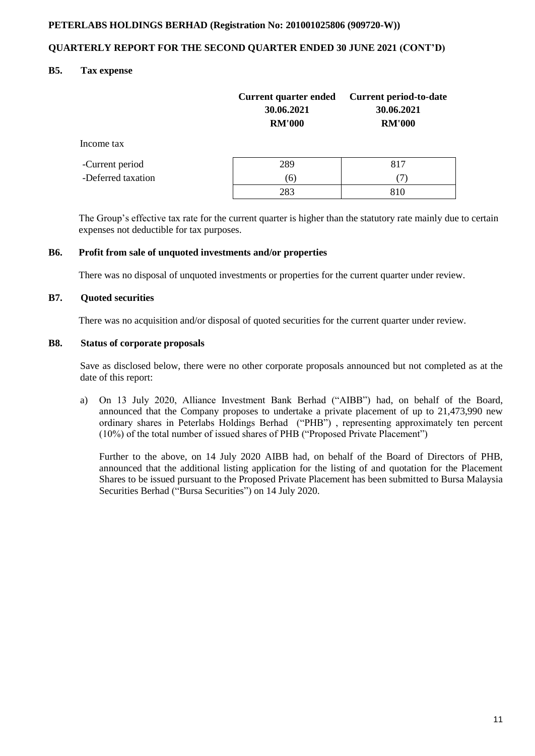**PETERLABS HOLDINGS BERHAD (Registration No: 201001025806 (909720-W))**

**QUARTERLY REPORT FOR THE SECOND QUARTER ENDED 30 JUNE 2021 (CONT'D)**

## B5. Tax expense

| | Current quarter ended 30.06.2021 RM'000 | Current period-to-date 30.06.2021 RM'000 |
|---|---|---|
| Income tax | | |
| -Current period | 289 | 817 |
| -Deferred taxation | (6) | (7) |
| | 283 | 810 |

The Group's effective tax rate for the current quarter is higher than the statutory rate mainly due to certain expenses not deductible for tax purposes.

## B6. Profit from sale of unquoted investments and/or properties

There was no disposal of unquoted investments or properties for the current quarter under review.

## B7. Quoted securities

There was no acquisition and/or disposal of quoted securities for the current quarter under review.

## B8. Status of corporate proposals

Save as disclosed below, there were no other corporate proposals announced but not completed as at the date of this report:

a) On 13 July 2020, Alliance Investment Bank Berhad ("AIBB") had, on behalf of the Board, announced that the Company proposes to undertake a private placement of up to 21,473,990 new ordinary shares in Peterlabs Holdings Berhad ("PHB") , representing approximately ten percent (10%) of the total number of issued shares of PHB ("Proposed Private Placement")

   Further to the above, on 14 July 2020 AIBB had, on behalf of the Board of Directors of PHB, announced that the additional listing application for the listing of and quotation for the Placement Shares to be issued pursuant to the Proposed Private Placement has been submitted to Bursa Malaysia Securities Berhad ("Bursa Securities") on 14 July 2020.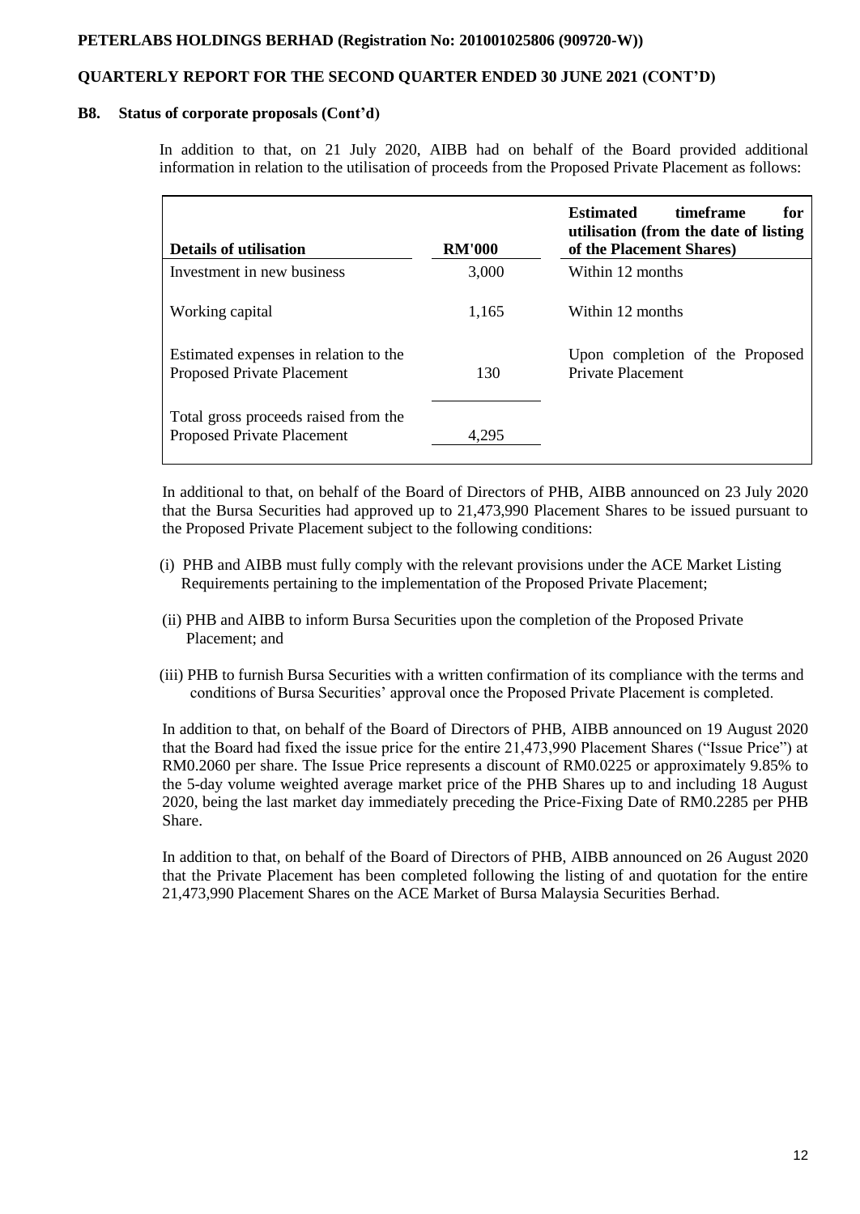### B8. Status of corporate proposals (Cont'd)

In addition to that, on 21 July 2020, AIBB had on behalf of the Board provided additional information in relation to the utilisation of proceeds from the Proposed Private Placement as follows:

| Details of utilisation | RM'000 | Estimated timeframe for utilisation (from the date of listing of the Placement Shares) |
|---|---|---|
| Investment in new business | 3,000 | Within 12 months |
| Working capital | 1,165 | Within 12 months |
| Estimated expenses in relation to the Proposed Private Placement | 130 | Upon completion of the Proposed Private Placement |
| Total gross proceeds raised from the Proposed Private Placement | 4,295 | |

In additional to that, on behalf of the Board of Directors of PHB, AIBB announced on 23 July 2020 that the Bursa Securities had approved up to 21,473,990 Placement Shares to be issued pursuant to the Proposed Private Placement subject to the following conditions:

(i) PHB and AIBB must fully comply with the relevant provisions under the ACE Market Listing Requirements pertaining to the implementation of the Proposed Private Placement;

(ii) PHB and AIBB to inform Bursa Securities upon the completion of the Proposed Private Placement; and

(iii) PHB to furnish Bursa Securities with a written confirmation of its compliance with the terms and conditions of Bursa Securities' approval once the Proposed Private Placement is completed.

In addition to that, on behalf of the Board of Directors of PHB, AIBB announced on 19 August 2020 that the Board had fixed the issue price for the entire 21,473,990 Placement Shares ("Issue Price") at RM0.2060 per share. The Issue Price represents a discount of RM0.0225 or approximately 9.85% to the 5-day volume weighted average market price of the PHB Shares up to and including 18 August 2020, being the last market day immediately preceding the Price-Fixing Date of RM0.2285 per PHB Share.

In addition to that, on behalf of the Board of Directors of PHB, AIBB announced on 26 August 2020 that the Private Placement has been completed following the listing of and quotation for the entire 21,473,990 Placement Shares on the ACE Market of Bursa Malaysia Securities Berhad.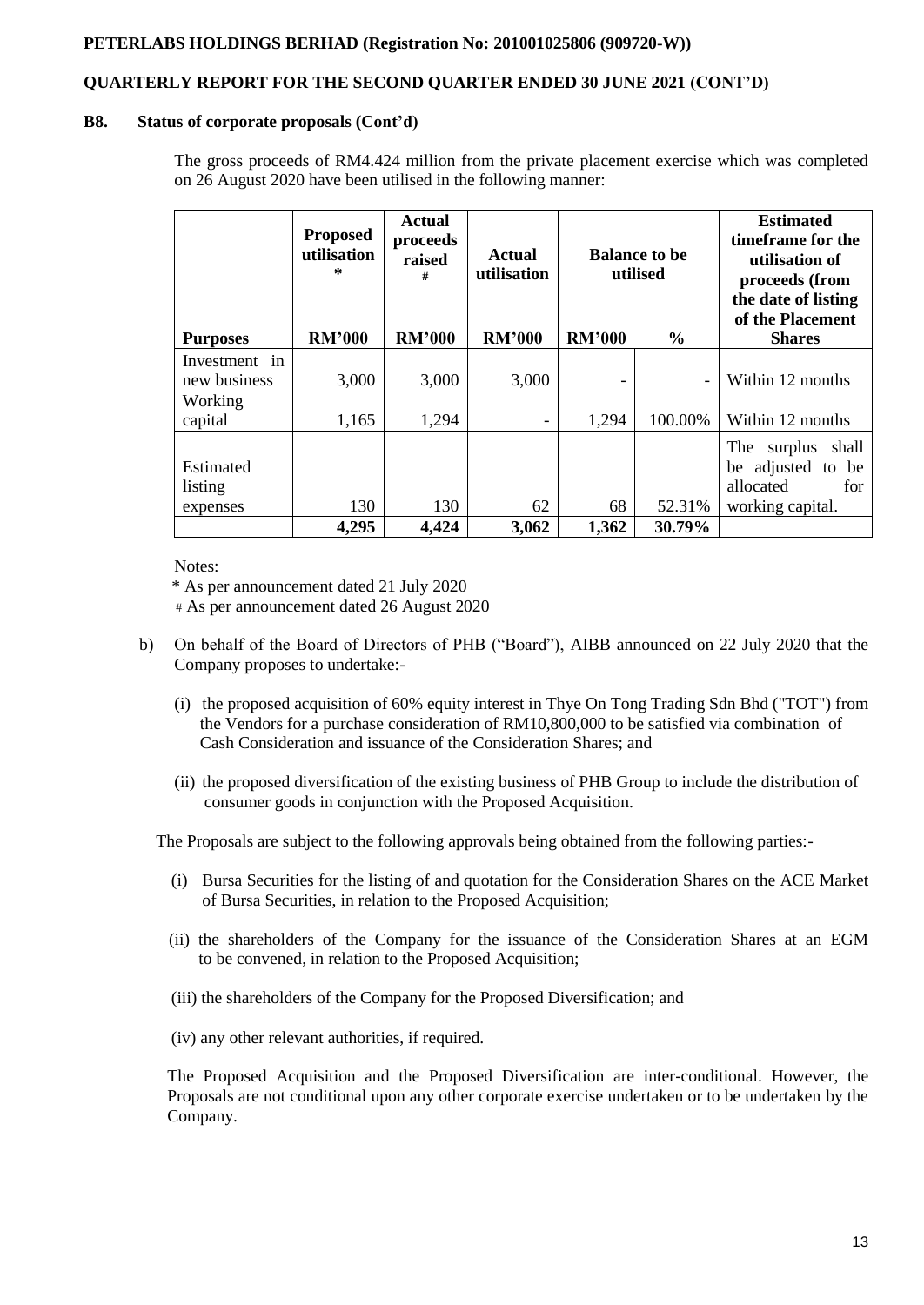**B8. Status of corporate proposals (Cont'd)**

The gross proceeds of RM4.424 million from the private placement exercise which was completed on 26 August 2020 have been utilised in the following manner:

| Purposes | Proposed utilisation * | Actual proceeds raised # | Actual utilisation | Balance to be utilised | | Estimated timeframe for the utilisation of proceeds (from the date of listing of the Placement Shares |
|---|---|---|---|---|---|---|
| | RM'000 | RM'000 | RM'000 | RM'000 | % | |
| Investment in new business | 3,000 | 3,000 | 3,000 | - | - | Within 12 months |
| Working capital | 1,165 | 1,294 | - | 1,294 | 100.00% | Within 12 months |
| Estimated listing expenses | 130 | 130 | 62 | 68 | 52.31% | The surplus shall be adjusted to be allocated for working capital. |
| | **4,295** | **4,424** | **3,062** | **1,362** | **30.79%** | |

Notes:

\* As per announcement dated 21 July 2020

\# As per announcement dated 26 August 2020

b) On behalf of the Board of Directors of PHB ("Board"), AIBB announced on 22 July 2020 that the Company proposes to undertake:-

(i) the proposed acquisition of 60% equity interest in Thye On Tong Trading Sdn Bhd ("TOT") from the Vendors for a purchase consideration of RM10,800,000 to be satisfied via combination of Cash Consideration and issuance of the Consideration Shares; and

(ii) the proposed diversification of the existing business of PHB Group to include the distribution of consumer goods in conjunction with the Proposed Acquisition.

The Proposals are subject to the following approvals being obtained from the following parties:-

(i) Bursa Securities for the listing of and quotation for the Consideration Shares on the ACE Market of Bursa Securities, in relation to the Proposed Acquisition;

(ii) the shareholders of the Company for the issuance of the Consideration Shares at an EGM to be convened, in relation to the Proposed Acquisition;

(iii) the shareholders of the Company for the Proposed Diversification; and

(iv) any other relevant authorities, if required.

The Proposed Acquisition and the Proposed Diversification are inter-conditional. However, the Proposals are not conditional upon any other corporate exercise undertaken or to be undertaken by the Company.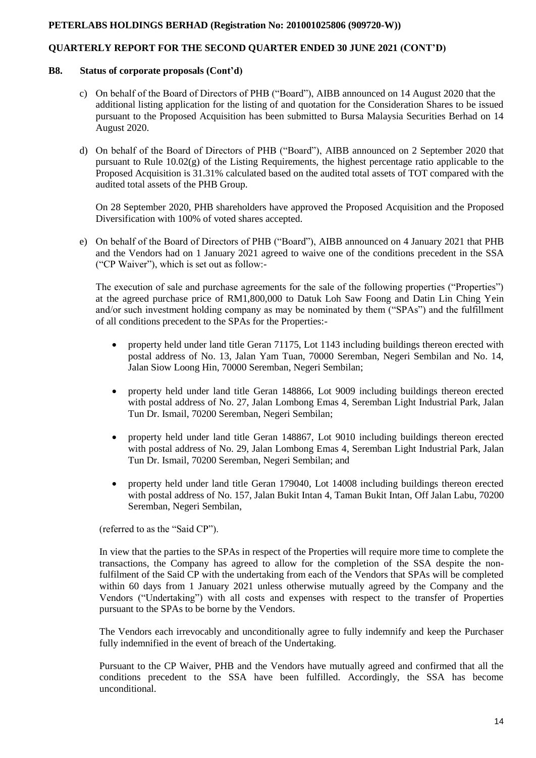### B8. Status of corporate proposals (Cont'd)

c) On behalf of the Board of Directors of PHB ("Board"), AIBB announced on 14 August 2020 that the additional listing application for the listing of and quotation for the Consideration Shares to be issued pursuant to the Proposed Acquisition has been submitted to Bursa Malaysia Securities Berhad on 14 August 2020.

d) On behalf of the Board of Directors of PHB ("Board"), AIBB announced on 2 September 2020 that pursuant to Rule 10.02(g) of the Listing Requirements, the highest percentage ratio applicable to the Proposed Acquisition is 31.31% calculated based on the audited total assets of TOT compared with the audited total assets of the PHB Group.

On 28 September 2020, PHB shareholders have approved the Proposed Acquisition and the Proposed Diversification with 100% of voted shares accepted.

e) On behalf of the Board of Directors of PHB ("Board"), AIBB announced on 4 January 2021 that PHB and the Vendors had on 1 January 2021 agreed to waive one of the conditions precedent in the SSA ("CP Waiver"), which is set out as follow:-

The execution of sale and purchase agreements for the sale of the following properties ("Properties") at the agreed purchase price of RM1,800,000 to Datuk Loh Saw Foong and Datin Lin Ching Yein and/or such investment holding company as may be nominated by them ("SPAs") and the fulfillment of all conditions precedent to the SPAs for the Properties:-

- property held under land title Geran 71175, Lot 1143 including buildings thereon erected with postal address of No. 13, Jalan Yam Tuan, 70000 Seremban, Negeri Sembilan and No. 14, Jalan Siow Loong Hin, 70000 Seremban, Negeri Sembilan;
- property held under land title Geran 148866, Lot 9009 including buildings thereon erected with postal address of No. 27, Jalan Lombong Emas 4, Seremban Light Industrial Park, Jalan Tun Dr. Ismail, 70200 Seremban, Negeri Sembilan;
- property held under land title Geran 148867, Lot 9010 including buildings thereon erected with postal address of No. 29, Jalan Lombong Emas 4, Seremban Light Industrial Park, Jalan Tun Dr. Ismail, 70200 Seremban, Negeri Sembilan; and
- property held under land title Geran 179040, Lot 14008 including buildings thereon erected with postal address of No. 157, Jalan Bukit Intan 4, Taman Bukit Intan, Off Jalan Labu, 70200 Seremban, Negeri Sembilan,

(referred to as the "Said CP").

In view that the parties to the SPAs in respect of the Properties will require more time to complete the transactions, the Company has agreed to allow for the completion of the SSA despite the non-fulfilment of the Said CP with the undertaking from each of the Vendors that SPAs will be completed within 60 days from 1 January 2021 unless otherwise mutually agreed by the Company and the Vendors ("Undertaking") with all costs and expenses with respect to the transfer of Properties pursuant to the SPAs to be borne by the Vendors.

The Vendors each irrevocably and unconditionally agree to fully indemnify and keep the Purchaser fully indemnified in the event of breach of the Undertaking.

Pursuant to the CP Waiver, PHB and the Vendors have mutually agreed and confirmed that all the conditions precedent to the SSA have been fulfilled. Accordingly, the SSA has become unconditional.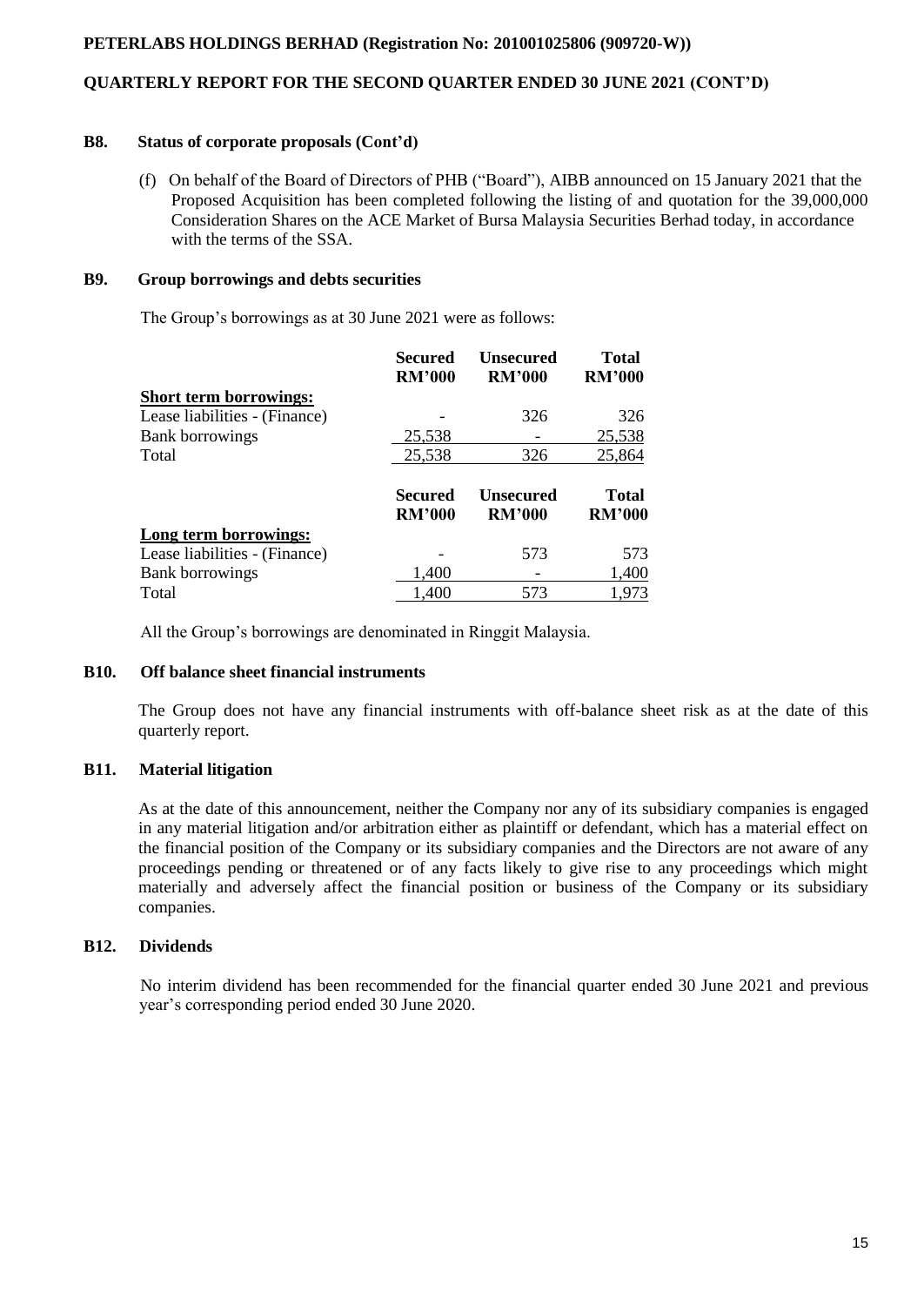### B8. Status of corporate proposals (Cont'd)

(f) On behalf of the Board of Directors of PHB ("Board"), AIBB announced on 15 January 2021 that the Proposed Acquisition has been completed following the listing of and quotation for the 39,000,000 Consideration Shares on the ACE Market of Bursa Malaysia Securities Berhad today, in accordance with the terms of the SSA.

### B9. Group borrowings and debts securities

The Group's borrowings as at 30 June 2021 were as follows:

| | Secured RM'000 | Unsecured RM'000 | Total RM'000 |
|---|---|---|---|
| **Short term borrowings:** | | | |
| Lease liabilities - (Finance) | - | 326 | 326 |
| Bank borrowings | 25,538 | - | 25,538 |
| Total | 25,538 | 326 | 25,864 |

| | Secured RM'000 | Unsecured RM'000 | Total RM'000 |
|---|---|---|---|
| **Long term borrowings:** | | | |
| Lease liabilities - (Finance) | - | 573 | 573 |
| Bank borrowings | 1,400 | - | 1,400 |
| Total | 1,400 | 573 | 1,973 |

All the Group's borrowings are denominated in Ringgit Malaysia.

### B10. Off balance sheet financial instruments

The Group does not have any financial instruments with off-balance sheet risk as at the date of this quarterly report.

### B11. Material litigation

As at the date of this announcement, neither the Company nor any of its subsidiary companies is engaged in any material litigation and/or arbitration either as plaintiff or defendant, which has a material effect on the financial position of the Company or its subsidiary companies and the Directors are not aware of any proceedings pending or threatened or of any facts likely to give rise to any proceedings which might materially and adversely affect the financial position or business of the Company or its subsidiary companies.

### B12. Dividends

No interim dividend has been recommended for the financial quarter ended 30 June 2021 and previous year's corresponding period ended 30 June 2020.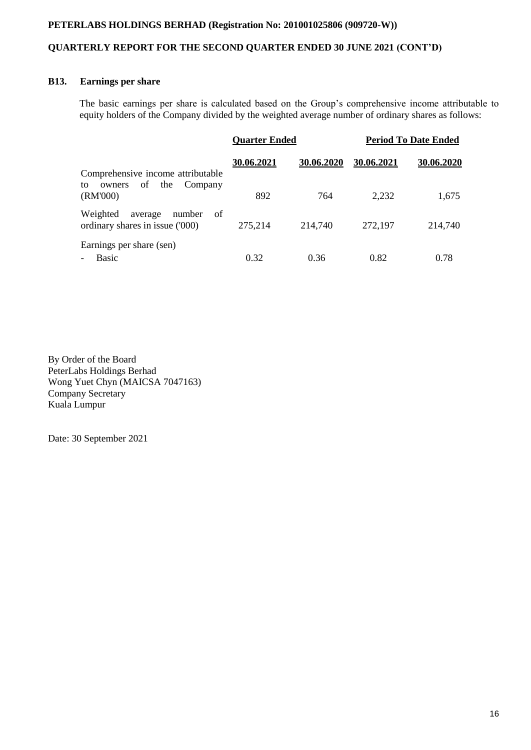### B13. Earnings per share

The basic earnings per share is calculated based on the Group's comprehensive income attributable to equity holders of the Company divided by the weighted average number of ordinary shares as follows:

| | Quarter Ended | | Period To Date Ended | |
|---|---|---|---|---|
| | 30.06.2021 | 30.06.2020 | 30.06.2021 | 30.06.2020 |
| Comprehensive income attributable to owners of the Company (RM'000) | 892 | 764 | 2,232 | 1,675 |
| Weighted average number of ordinary shares in issue ('000) | 275,214 | 214,740 | 272,197 | 214,740 |
| Earnings per share (sen) | | | | |
| - Basic | 0.32 | 0.36 | 0.82 | 0.78 |

By Order of the Board
PeterLabs Holdings Berhad
Wong Yuet Chyn (MAICSA 7047163)
Company Secretary
Kuala Lumpur

Date: 30 September 2021